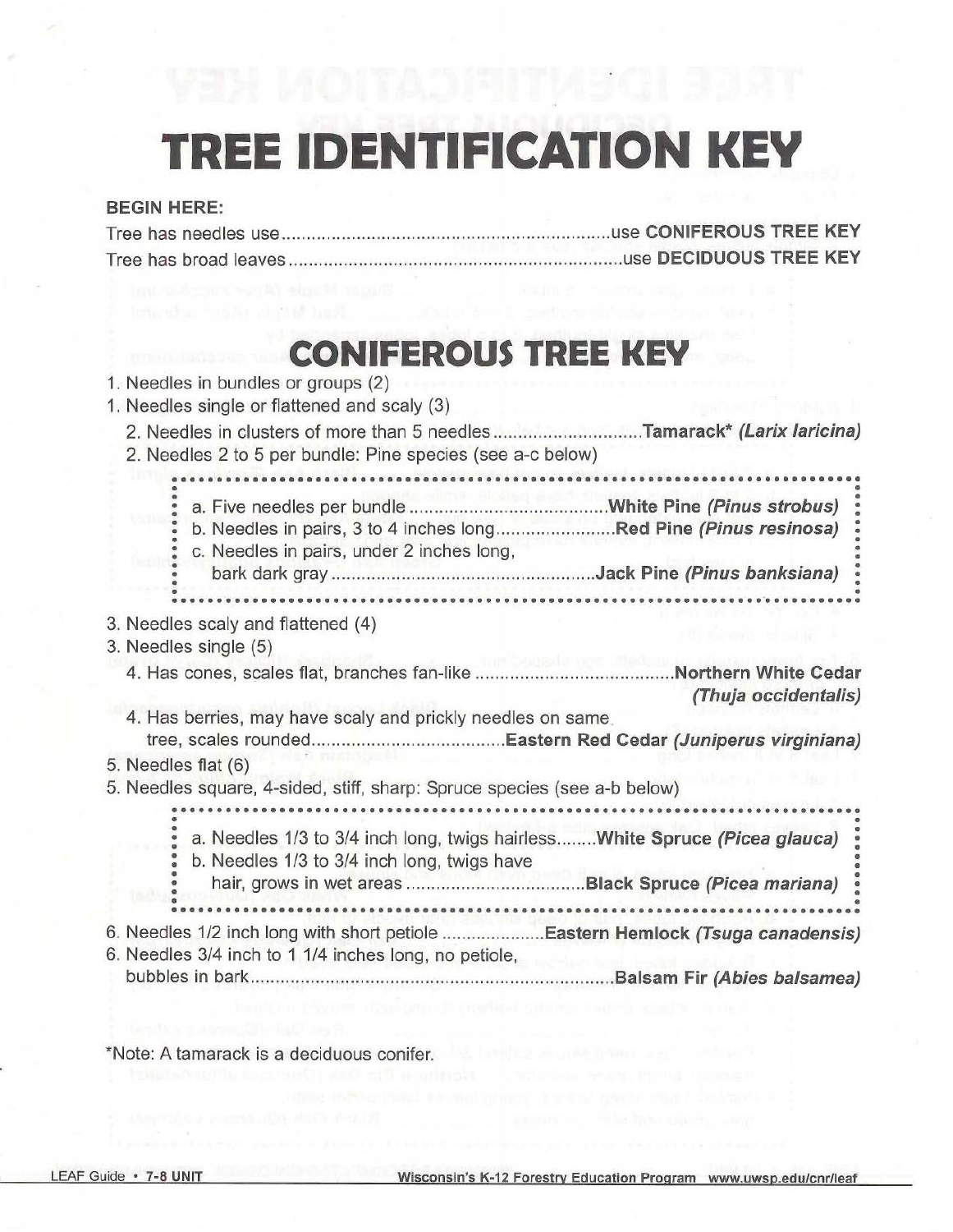# TREE IDENTIFICATION KEY

**BEGIN HERE:**

Tree has needles use..............................................................use **CONIFEROUS TREE KEY**
Tree has broad leaves..............................................................use **DECIDUOUS TREE KEY**

## CONIFEROUS TREE KEY

1. Needles in bundles or groups (2)
1. Needles single or flattened and scaly (3)
   2. Needles in clusters of more than 5 needles..........................**Tamarack*** ***(Larix laricina)***
   2. Needles 2 to 5 per bundle: Pine species (see a-c below)

      a. Five needles per bundle.......................................**White Pine** ***(Pinus strobus)***
      b. Needles in pairs, 3 to 4 inches long.......................**Red Pine** ***(Pinus resinosa)***
      c. Needles in pairs, under 2 inches long, bark dark gray..................................................**Jack Pine** ***(Pinus banksiana)***

3. Needles scaly and flattened (4)
3. Needles single (5)
   4. Has cones, scales flat, branches fan-like......................................**Northern White Cedar** ***(Thuja occidentalis)***
   4. Has berries, may have scaly and prickly needles on same tree, scales rounded.....................................**Eastern Red Cedar** ***(Juniperus virginiana)***
5. Needles flat (6)
5. Needles square, 4-sided, stiff, sharp: Spruce species (see a-b below)

   a. Needles 1/3 to 3/4 inch long, twigs hairless........**White Spruce** ***(Picea glauca)***
   b. Needles 1/3 to 3/4 inch long, twigs have hair, grows in wet areas..................................**Black Spruce** ***(Picea mariana)***

6. Needles 1/2 inch long with short petiole....................**Eastern Hemlock** ***(Tsuga canadensis)***
6. Needles 3/4 inch to 1 1/4 inches long, no petiole, bubbles in bark.......................................................................**Balsam Fir** ***(Abies balsamea)***

*Note: A tamarack is a deciduous conifer.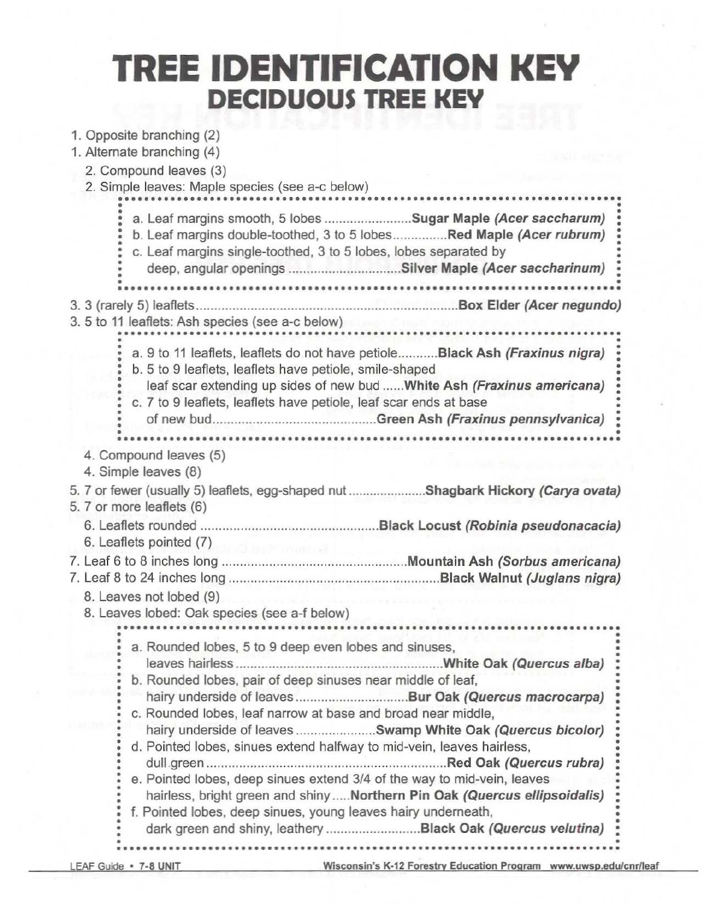# TREE IDENTIFICATION KEY

## DECIDUOUS TREE KEY

1. Opposite branching (2)
1. Alternate branching (4)
   2. Compound leaves (3)
   2. Simple leaves: Maple species (see a-c below)

      a. Leaf margins smooth, 5 lobes ........................ **Sugar Maple *(Acer saccharum)***
      b. Leaf margins double-toothed, 3 to 5 lobes............... **Red Maple *(Acer rubrum)***
      c. Leaf margins single-toothed, 3 to 5 lobes, lobes separated by deep, angular openings .............................. **Silver Maple *(Acer saccharinum)***

3. 3 (rarely 5) leaflets........................................................................ **Box Elder *(Acer negundo)***
3. 5 to 11 leaflets: Ash species (see a-c below)

   a. 9 to 11 leaflets, leaflets do not have petiole........... **Black Ash *(Fraxinus nigra)***
   b. 5 to 9 leaflets, leaflets have petiole, smile-shaped leaf scar extending up sides of new bud ...... **White Ash *(Fraxinus americana)***
   c. 7 to 9 leaflets, leaflets have petiole, leaf scar ends at base of new bud............................................ **Green Ash *(Fraxinus pennsylvanica)***

   4. Compound leaves (5)
   4. Simple leaves (8)

5. 7 or fewer (usually 5) leaflets, egg-shaped nut ...................... **Shagbark Hickory *(Carya ovata)***
5. 7 or more leaflets (6)
   6. Leaflets rounded ................................................. **Black Locust *(Robinia pseudonacacia)***
   6. Leaflets pointed (7)

7. Leaf 6 to 8 inches long ................................................. **Mountain Ash *(Sorbus americana)***
7. Leaf 8 to 24 inches long ......................................................... **Black Walnut *(Juglans nigra)***
   8. Leaves not lobed (9)
   8. Leaves lobed: Oak species (see a-f below)

      a. Rounded lobes, 5 to 9 deep even lobes and sinuses, leaves hairless ......................................................... **White Oak *(Quercus alba)***
      b. Rounded lobes, pair of deep sinuses near middle of leaf, hairy underside of leaves .............................. **Bur Oak *(Quercus macrocarpa)***
      c. Rounded lobes, leaf narrow at base and broad near middle, hairy underside of leaves ...................... **Swamp White Oak *(Quercus bicolor)***
      d. Pointed lobes, sinues extend halfway to mid-vein, leaves hairless, dull green ................................................................. **Red Oak *(Quercus rubra)***
      e. Pointed lobes, deep sinues extend 3/4 of the way to mid-vein, leaves hairless, bright green and shiny ..... **Northern Pin Oak *(Quercus ellipsoidalis)***
      f. Pointed lobes, deep sinues, young leaves hairy underneath, dark green and shiny, leathery .......................... **Black Oak *(Quercus velutina)***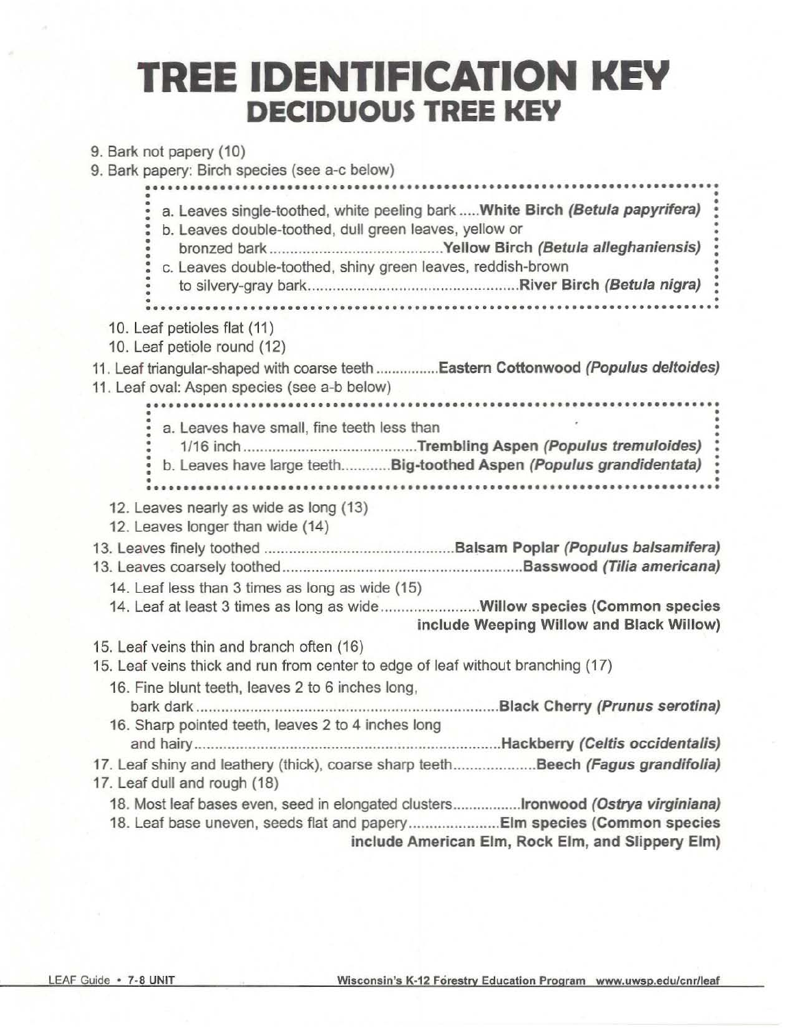// TREE IDENTIFICATION KEY

## DECIDUOUS TREE KEY

9. Bark not papery (10)
9. Bark papery: Birch species (see a-c below)

   a. Leaves single-toothed, white peeling bark ..... **White Birch *(Betula papyrifera)***
   b. Leaves double-toothed, dull green leaves, yellow or bronzed bark .......................................... **Yellow Birch *(Betula alleghaniensis)***
   c. Leaves double-toothed, shiny green leaves, reddish-brown to silvery-gray bark.................................................. **River Birch *(Betula nigra)***

10. Leaf petioles flat (11)
10. Leaf petiole round (12)

11. Leaf triangular-shaped with coarse teeth ................ **Eastern Cottonwood *(Populus deltoides)***
11. Leaf oval: Aspen species (see a-b below)

   a. Leaves have small, fine teeth less than 1/16 inch .......................................... **Trembling Aspen *(Populus tremuloides)***
   b. Leaves have large teeth............ **Big-toothed Aspen *(Populus grandidentata)***

12. Leaves nearly as wide as long (13)
12. Leaves longer than wide (14)

13. Leaves finely toothed ............................................. **Balsam Poplar *(Populus balsamifera)***
13. Leaves coarsely toothed.......................................................... **Basswood *(Tilia americana)***

14. Leaf less than 3 times as long as wide (15)
14. Leaf at least 3 times as long as wide........................ **Willow species (Common species include Weeping Willow and Black Willow)**

15. Leaf veins thin and branch often (16)
15. Leaf veins thick and run from center to edge of leaf without branching (17)

16. Fine blunt teeth, leaves 2 to 6 inches long, bark dark ........................................................................ **Black Cherry *(Prunus serotina)***
16. Sharp pointed teeth, leaves 2 to 4 inches long and hairy......................................................................... **Hackberry *(Celtis occidentalis)***

17. Leaf shiny and leathery (thick), coarse sharp teeth.................... **Beech *(Fagus grandifolia)***
17. Leaf dull and rough (18)

18. Most leaf bases even, seed in elongated clusters................. **Ironwood *(Ostrya virginiana)***
18. Leaf base uneven, seeds flat and papery...................... **Elm species (Common species include American Elm, Rock Elm, and Slippery Elm)**